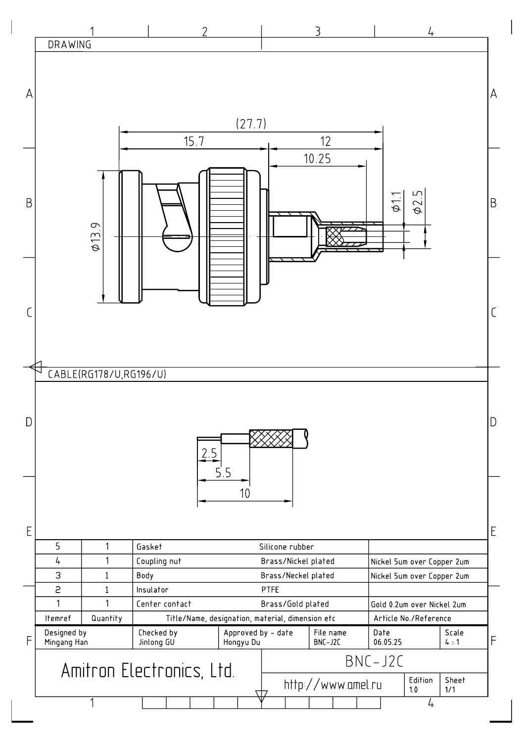DRAWING

(27.7)

15.7

12

10.25

φ1.1

φ2.5

φ13.9

CABLE(RG178/U,RG196/U)

2.5

5.5

10

| Itemref | Quantity | Title/Name, designation, material, dimension etc | | Article No./Reference |
|---|---|---|---|---|
| 5 | 1 | Gasket | Silicone rubber | |
| 4 | 1 | Coupling nut | Brass/Nickel plated | Nickel 5um over Copper 2um |
| 3 | 1 | Body | Brass/Neckel plated | Nickel 5um over Copper 2um |
| 2 | 1 | Insulator | PTFE | |
| 1 | 1 | Center contact | Brass/Gold plated | Gold 0.2um over Nickel 2um |

| Designed by | Checked by | Approved by - date | File name | Date | Scale |
|---|---|---|---|---|---|
| Mingang Han | Jinlong GU | Hongyu Du | BNC-J2C | 06.05.25 | 4 : 1 |

Amitron Electronics, Ltd.

BNC-J2C

http://www.amel.ru

Edition 1.0

Sheet 1/1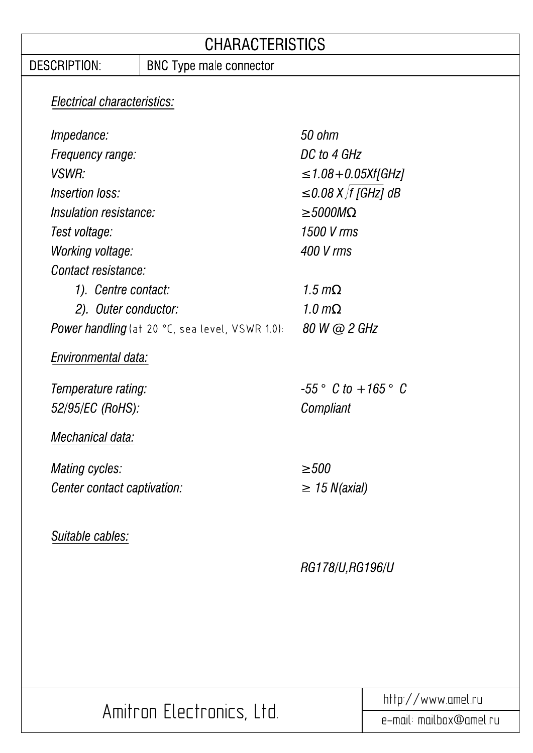# CHARACTERISTICS

| DESCRIPTION: | BNC Type male connector |
|---|---|

*Electrical characteristics:*

| | |
|---|---|
| *Impedance:* | *50 ohm* |
| *Frequency range:* | *DC to 4 GHz* |
| *VSWR:* | *$\leq 1.08 + 0.05 X f[GHz]$* |
| *Insertion loss:* | *$\leq 0.08 X \sqrt{f\ [GHz]}$ dB* |
| *Insulation resistance:* | *$\geq 5000 M\Omega$* |
| *Test voltage:* | *1500 V rms* |
| *Working voltage:* | *400 V rms* |
| *Contact resistance:* | |
| *1). Centre contact:* | *1.5 m$\Omega$* |
| *2). Outer conductor:* | *1.0 m$\Omega$* |
| *Power handling* (at 20 °C, sea level, VSWR 1.0): | *80 W @ 2 GHz* |

*Environmental data:*

| | |
|---|---|
| *Temperature rating:* | *-55 ° C to +165 ° C* |
| *52/95/EC (RoHS):* | *Compliant* |

*Mechanical data:*

| | |
|---|---|
| *Mating cycles:* | *≥500* |
| *Center contact captivation:* | *≥ 15 N(axial)* |

*Suitable cables:*

*RG178/U,RG196/U*

Amitron Electronics, Ltd.

http://www.amel.ru

e-mail: mailbox@amel.ru